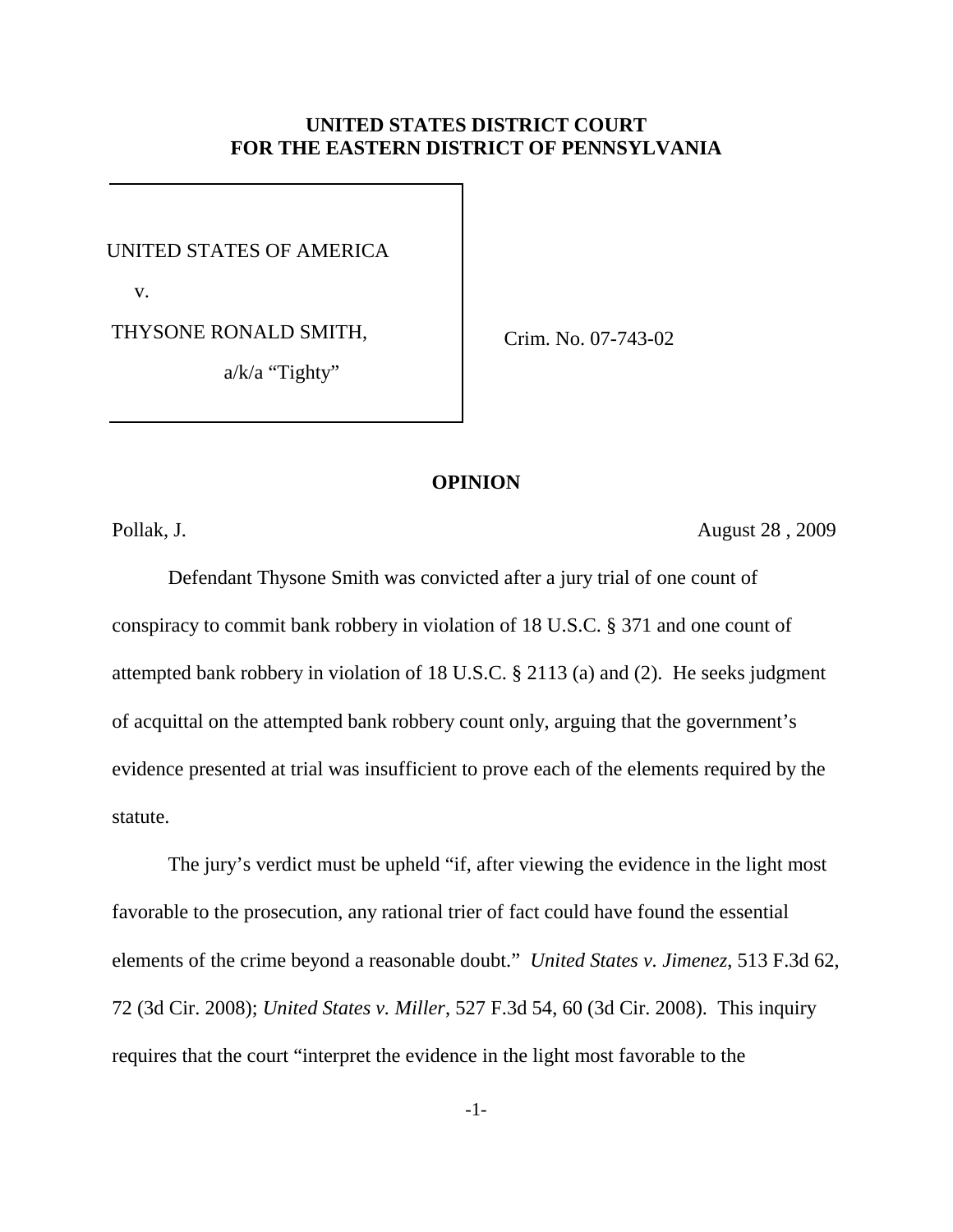**UNITED STATES DISTRICT COURT**
**FOR THE EASTERN DISTRICT OF PENNSYLVANIA**

| | |
|---|---|
| UNITED STATES OF AMERICA<br><br>v.<br><br>THYSONE RONALD SMITH,<br>a/k/a "Tighty" | Crim. No. 07-743-02 |

## OPINION

Pollak, J. August 28 , 2009

Defendant Thysone Smith was convicted after a jury trial of one count of conspiracy to commit bank robbery in violation of 18 U.S.C. § 371 and one count of attempted bank robbery in violation of 18 U.S.C. § 2113 (a) and (2). He seeks judgment of acquittal on the attempted bank robbery count only, arguing that the government's evidence presented at trial was insufficient to prove each of the elements required by the statute.

The jury's verdict must be upheld "if, after viewing the evidence in the light most favorable to the prosecution, any rational trier of fact could have found the essential elements of the crime beyond a reasonable doubt." *United States v. Jimenez*, 513 F.3d 62, 72 (3d Cir. 2008); *United States v. Miller*, 527 F.3d 54, 60 (3d Cir. 2008). This inquiry requires that the court "interpret the evidence in the light most favorable to the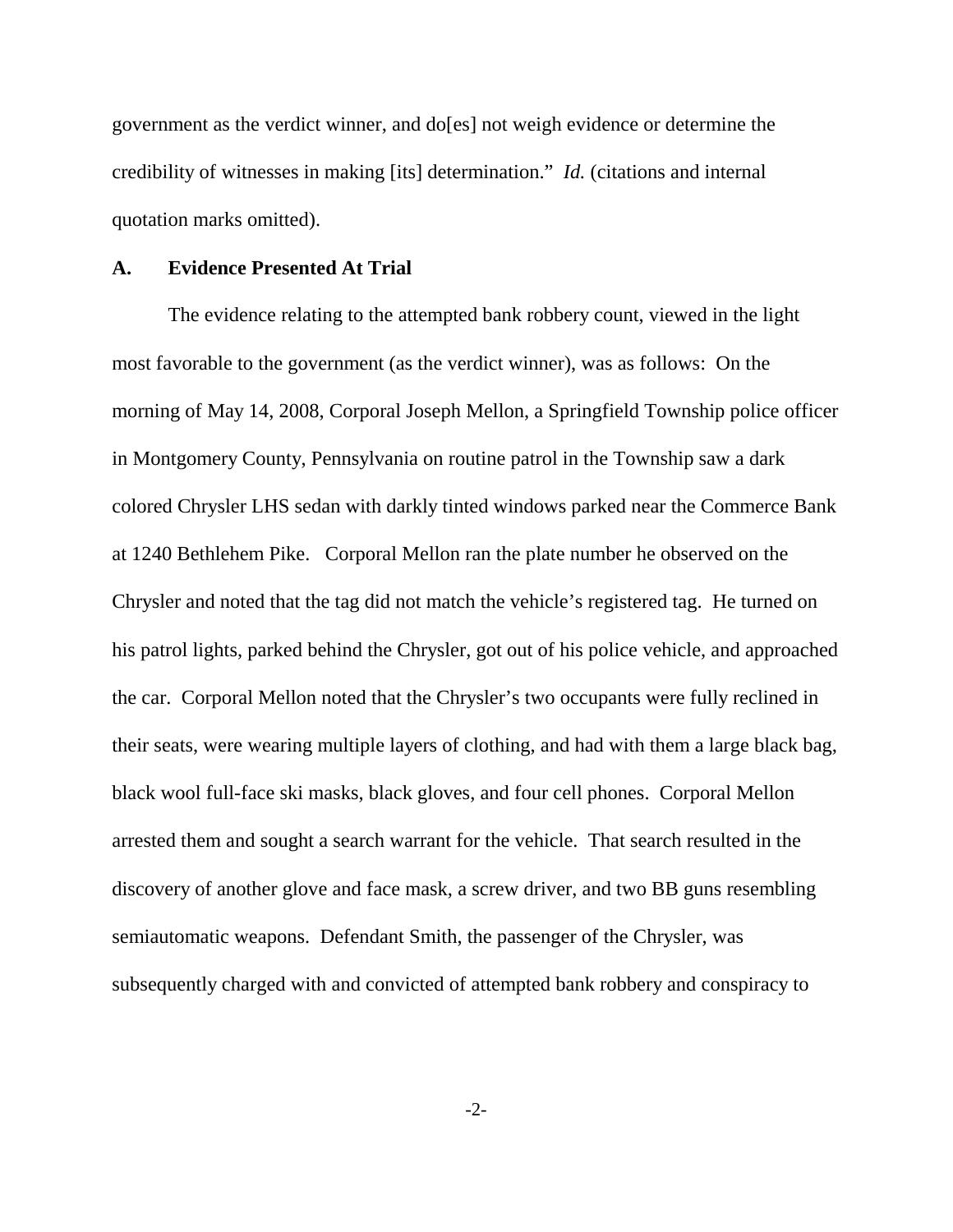government as the verdict winner, and do[es] not weigh evidence or determine the credibility of witnesses in making [its] determination." *Id.* (citations and internal quotation marks omitted).

### A. Evidence Presented At Trial

The evidence relating to the attempted bank robbery count, viewed in the light most favorable to the government (as the verdict winner), was as follows: On the morning of May 14, 2008, Corporal Joseph Mellon, a Springfield Township police officer in Montgomery County, Pennsylvania on routine patrol in the Township saw a dark colored Chrysler LHS sedan with darkly tinted windows parked near the Commerce Bank at 1240 Bethlehem Pike. Corporal Mellon ran the plate number he observed on the Chrysler and noted that the tag did not match the vehicle's registered tag. He turned on his patrol lights, parked behind the Chrysler, got out of his police vehicle, and approached the car. Corporal Mellon noted that the Chrysler's two occupants were fully reclined in their seats, were wearing multiple layers of clothing, and had with them a large black bag, black wool full-face ski masks, black gloves, and four cell phones. Corporal Mellon arrested them and sought a search warrant for the vehicle. That search resulted in the discovery of another glove and face mask, a screw driver, and two BB guns resembling semiautomatic weapons. Defendant Smith, the passenger of the Chrysler, was subsequently charged with and convicted of attempted bank robbery and conspiracy to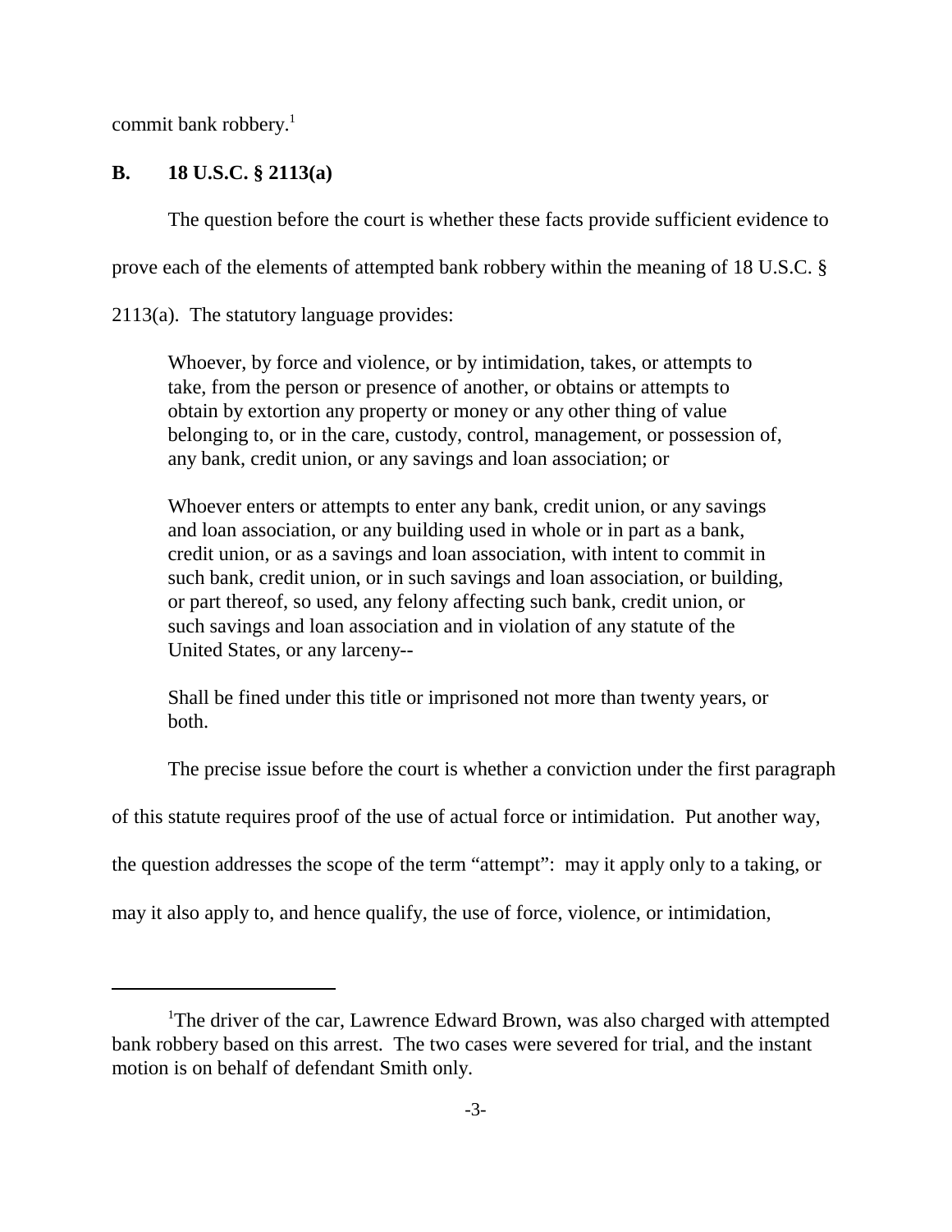commit bank robbery.[1]

### B. 18 U.S.C. § 2113(a)

The question before the court is whether these facts provide sufficient evidence to prove each of the elements of attempted bank robbery within the meaning of 18 U.S.C. § 2113(a). The statutory language provides:

> Whoever, by force and violence, or by intimidation, takes, or attempts to take, from the person or presence of another, or obtains or attempts to obtain by extortion any property or money or any other thing of value belonging to, or in the care, custody, control, management, or possession of, any bank, credit union, or any savings and loan association; or
>
> Whoever enters or attempts to enter any bank, credit union, or any savings and loan association, or any building used in whole or in part as a bank, credit union, or as a savings and loan association, with intent to commit in such bank, credit union, or in such savings and loan association, or building, or part thereof, so used, any felony affecting such bank, credit union, or such savings and loan association and in violation of any statute of the United States, or any larceny--
>
> Shall be fined under this title or imprisoned not more than twenty years, or both.

The precise issue before the court is whether a conviction under the first paragraph of this statute requires proof of the use of actual force or intimidation. Put another way, the question addresses the scope of the term "attempt": may it apply only to a taking, or may it also apply to, and hence qualify, the use of force, violence, or intimidation,

---

[1] The driver of the car, Lawrence Edward Brown, was also charged with attempted bank robbery based on this arrest. The two cases were severed for trial, and the instant motion is on behalf of defendant Smith only.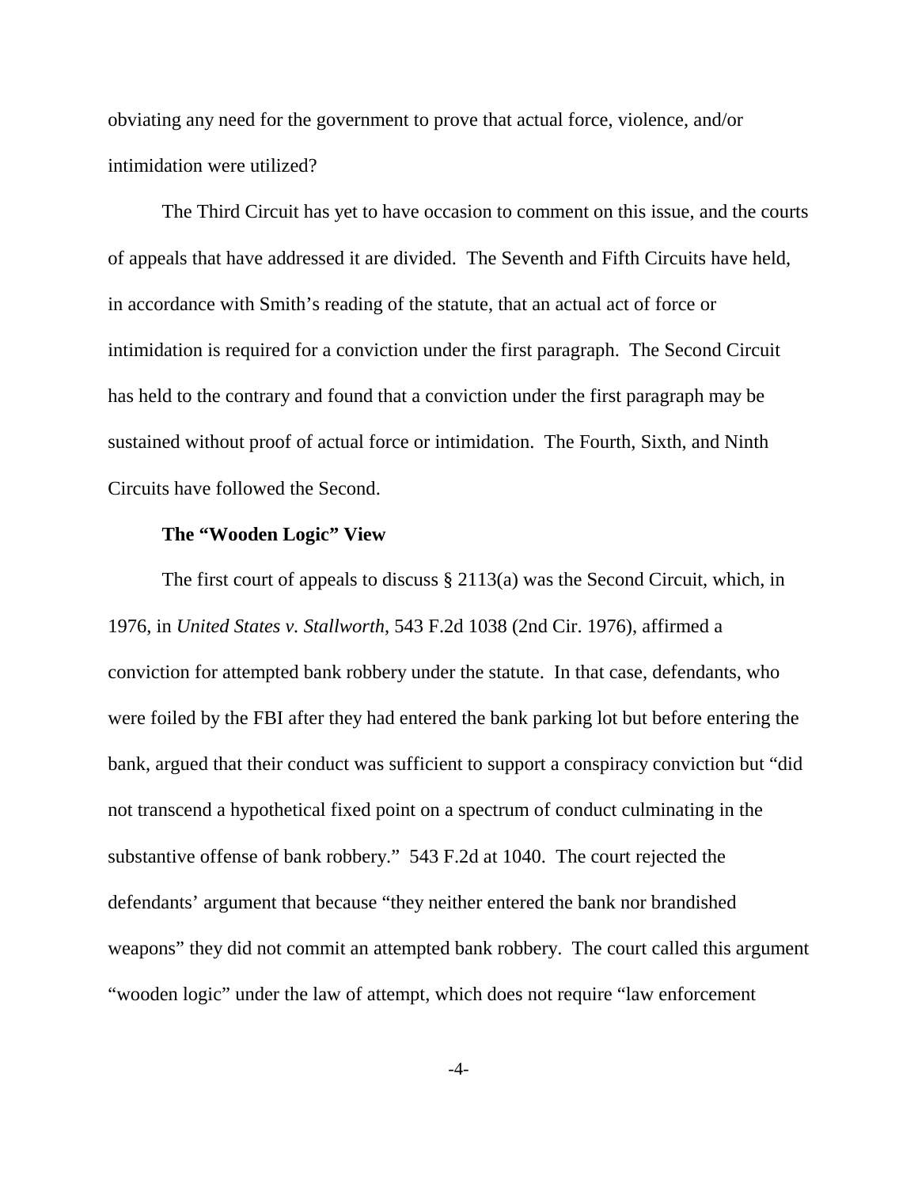obviating any need for the government to prove that actual force, violence, and/or intimidation were utilized?

The Third Circuit has yet to have occasion to comment on this issue, and the courts of appeals that have addressed it are divided. The Seventh and Fifth Circuits have held, in accordance with Smith's reading of the statute, that an actual act of force or intimidation is required for a conviction under the first paragraph. The Second Circuit has held to the contrary and found that a conviction under the first paragraph may be sustained without proof of actual force or intimidation. The Fourth, Sixth, and Ninth Circuits have followed the Second.

**The "Wooden Logic" View**

The first court of appeals to discuss § 2113(a) was the Second Circuit, which, in 1976, in *United States v. Stallworth*, 543 F.2d 1038 (2nd Cir. 1976), affirmed a conviction for attempted bank robbery under the statute. In that case, defendants, who were foiled by the FBI after they had entered the bank parking lot but before entering the bank, argued that their conduct was sufficient to support a conspiracy conviction but "did not transcend a hypothetical fixed point on a spectrum of conduct culminating in the substantive offense of bank robbery." 543 F.2d at 1040. The court rejected the defendants' argument that because "they neither entered the bank nor brandished weapons" they did not commit an attempted bank robbery. The court called this argument "wooden logic" under the law of attempt, which does not require "law enforcement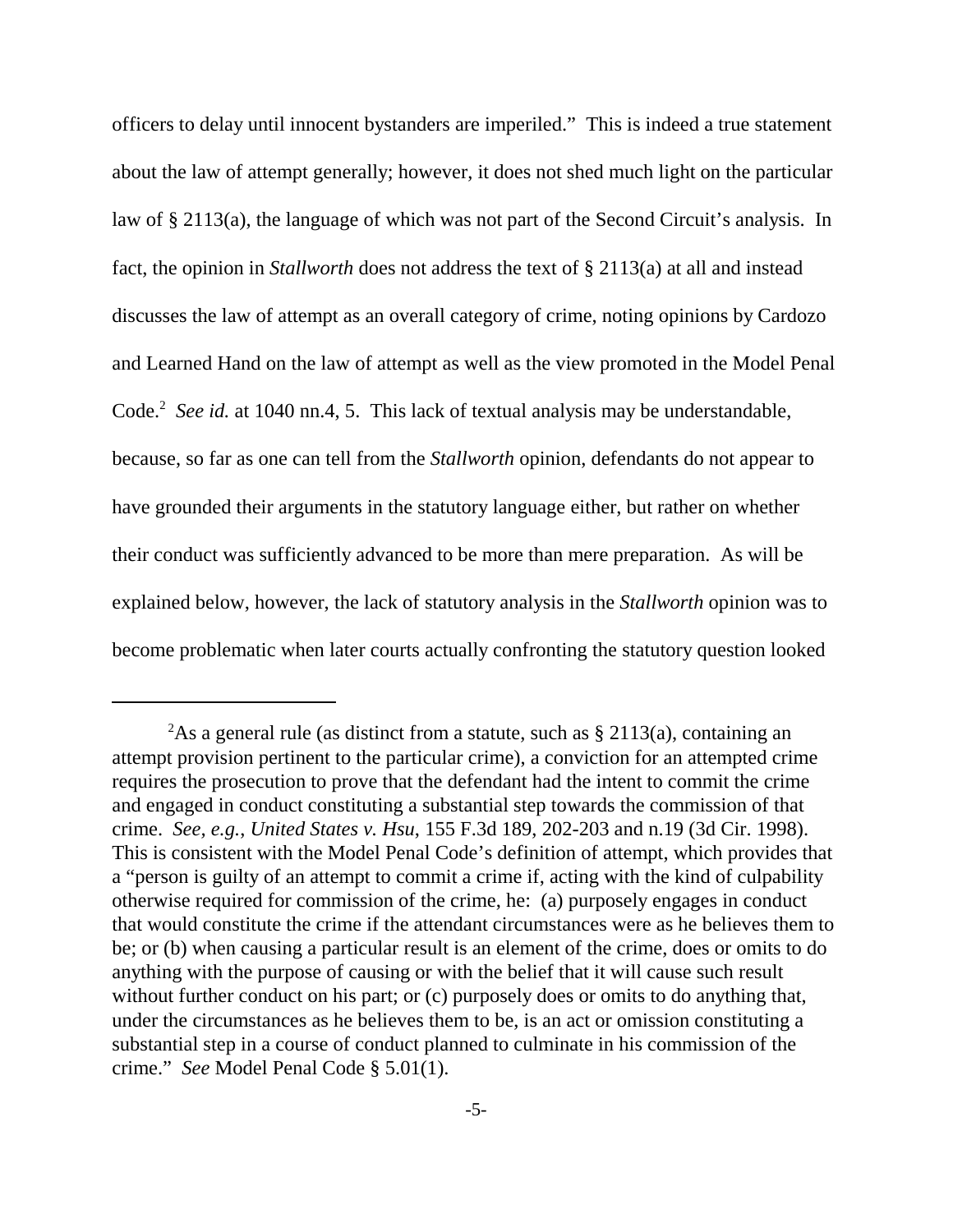officers to delay until innocent bystanders are imperiled." This is indeed a true statement about the law of attempt generally; however, it does not shed much light on the particular law of § 2113(a), the language of which was not part of the Second Circuit's analysis. In fact, the opinion in *Stallworth* does not address the text of § 2113(a) at all and instead discusses the law of attempt as an overall category of crime, noting opinions by Cardozo and Learned Hand on the law of attempt as well as the view promoted in the Model Penal Code.[2] *See id.* at 1040 nn.4, 5. This lack of textual analysis may be understandable, because, so far as one can tell from the *Stallworth* opinion, defendants do not appear to have grounded their arguments in the statutory language either, but rather on whether their conduct was sufficiently advanced to be more than mere preparation. As will be explained below, however, the lack of statutory analysis in the *Stallworth* opinion was to become problematic when later courts actually confronting the statutory question looked

---

[2]As a general rule (as distinct from a statute, such as § 2113(a), containing an attempt provision pertinent to the particular crime), a conviction for an attempted crime requires the prosecution to prove that the defendant had the intent to commit the crime and engaged in conduct constituting a substantial step towards the commission of that crime. *See, e.g.*, *United States v. Hsu*, 155 F.3d 189, 202-203 and n.19 (3d Cir. 1998). This is consistent with the Model Penal Code's definition of attempt, which provides that a "person is guilty of an attempt to commit a crime if, acting with the kind of culpability otherwise required for commission of the crime, he: (a) purposely engages in conduct that would constitute the crime if the attendant circumstances were as he believes them to be; or (b) when causing a particular result is an element of the crime, does or omits to do anything with the purpose of causing or with the belief that it will cause such result without further conduct on his part; or (c) purposely does or omits to do anything that, under the circumstances as he believes them to be, is an act or omission constituting a substantial step in a course of conduct planned to culminate in his commission of the crime." *See* Model Penal Code § 5.01(1).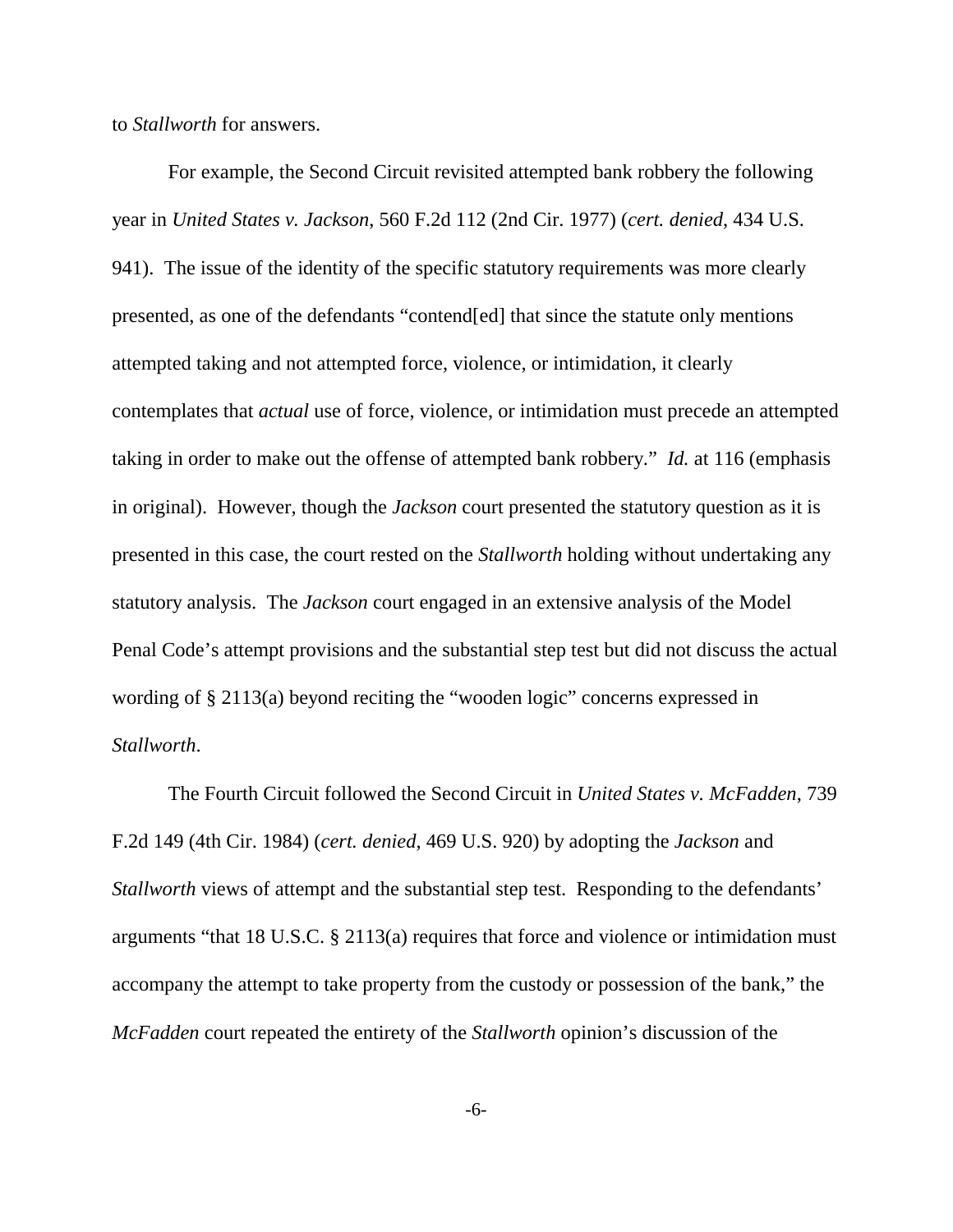to *Stallworth* for answers.

For example, the Second Circuit revisited attempted bank robbery the following year in *United States v. Jackson*, 560 F.2d 112 (2nd Cir. 1977) (*cert. denied*, 434 U.S. 941). The issue of the identity of the specific statutory requirements was more clearly presented, as one of the defendants "contend[ed] that since the statute only mentions attempted taking and not attempted force, violence, or intimidation, it clearly contemplates that *actual* use of force, violence, or intimidation must precede an attempted taking in order to make out the offense of attempted bank robbery." *Id.* at 116 (emphasis in original). However, though the *Jackson* court presented the statutory question as it is presented in this case, the court rested on the *Stallworth* holding without undertaking any statutory analysis. The *Jackson* court engaged in an extensive analysis of the Model Penal Code's attempt provisions and the substantial step test but did not discuss the actual wording of § 2113(a) beyond reciting the "wooden logic" concerns expressed in *Stallworth*.

The Fourth Circuit followed the Second Circuit in *United States v. McFadden*, 739 F.2d 149 (4th Cir. 1984) (*cert. denied*, 469 U.S. 920) by adopting the *Jackson* and *Stallworth* views of attempt and the substantial step test. Responding to the defendants' arguments "that 18 U.S.C. § 2113(a) requires that force and violence or intimidation must accompany the attempt to take property from the custody or possession of the bank," the *McFadden* court repeated the entirety of the *Stallworth* opinion's discussion of the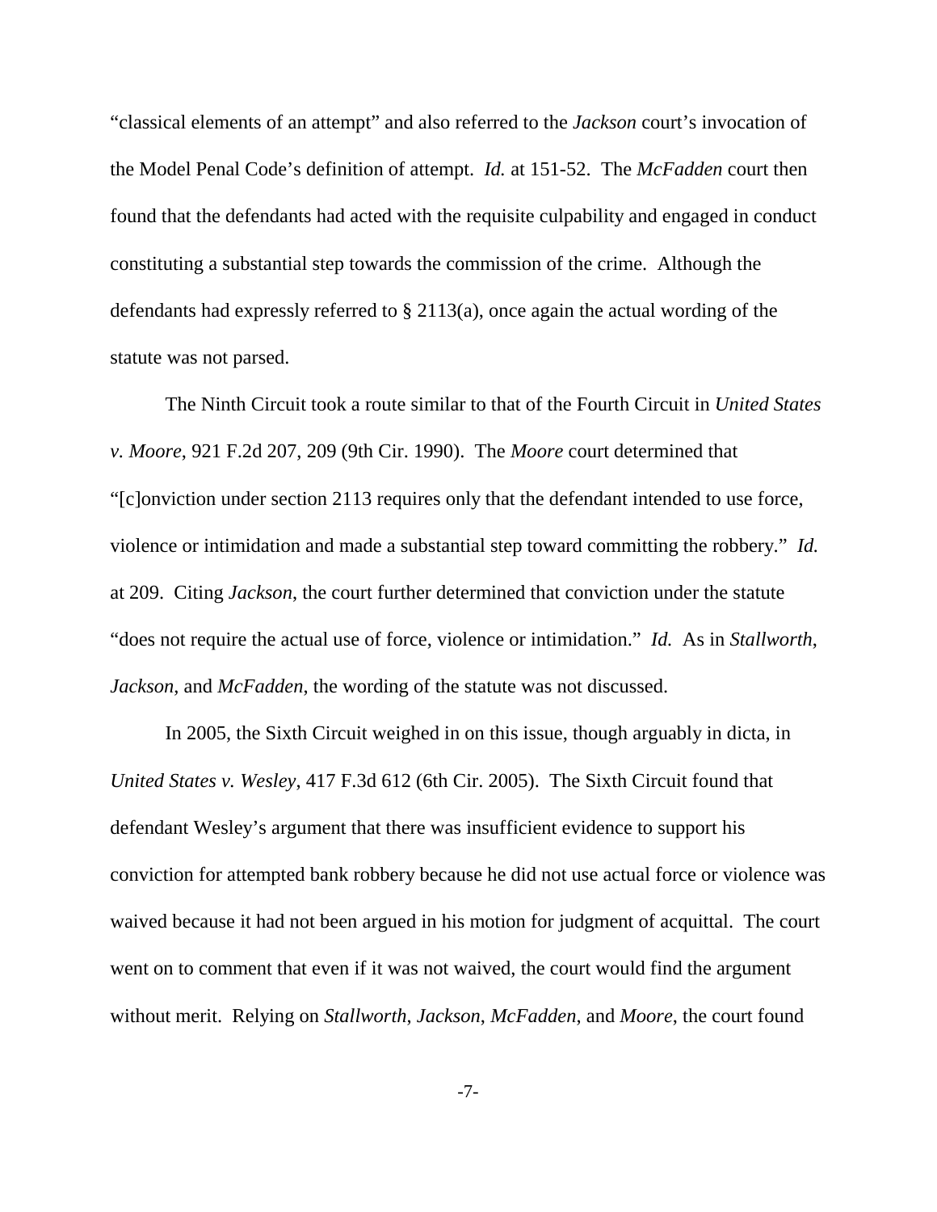"classical elements of an attempt" and also referred to the *Jackson* court's invocation of the Model Penal Code's definition of attempt. *Id.* at 151-52. The *McFadden* court then found that the defendants had acted with the requisite culpability and engaged in conduct constituting a substantial step towards the commission of the crime. Although the defendants had expressly referred to § 2113(a), once again the actual wording of the statute was not parsed.

The Ninth Circuit took a route similar to that of the Fourth Circuit in *United States v. Moore*, 921 F.2d 207, 209 (9th Cir. 1990). The *Moore* court determined that "[c]onviction under section 2113 requires only that the defendant intended to use force, violence or intimidation and made a substantial step toward committing the robbery." *Id.* at 209. Citing *Jackson*, the court further determined that conviction under the statute "does not require the actual use of force, violence or intimidation." *Id.* As in *Stallworth*, *Jackson*, and *McFadden*, the wording of the statute was not discussed.

In 2005, the Sixth Circuit weighed in on this issue, though arguably in dicta, in *United States v. Wesley*, 417 F.3d 612 (6th Cir. 2005). The Sixth Circuit found that defendant Wesley's argument that there was insufficient evidence to support his conviction for attempted bank robbery because he did not use actual force or violence was waived because it had not been argued in his motion for judgment of acquittal. The court went on to comment that even if it was not waived, the court would find the argument without merit. Relying on *Stallworth*, *Jackson*, *McFadden*, and *Moore*, the court found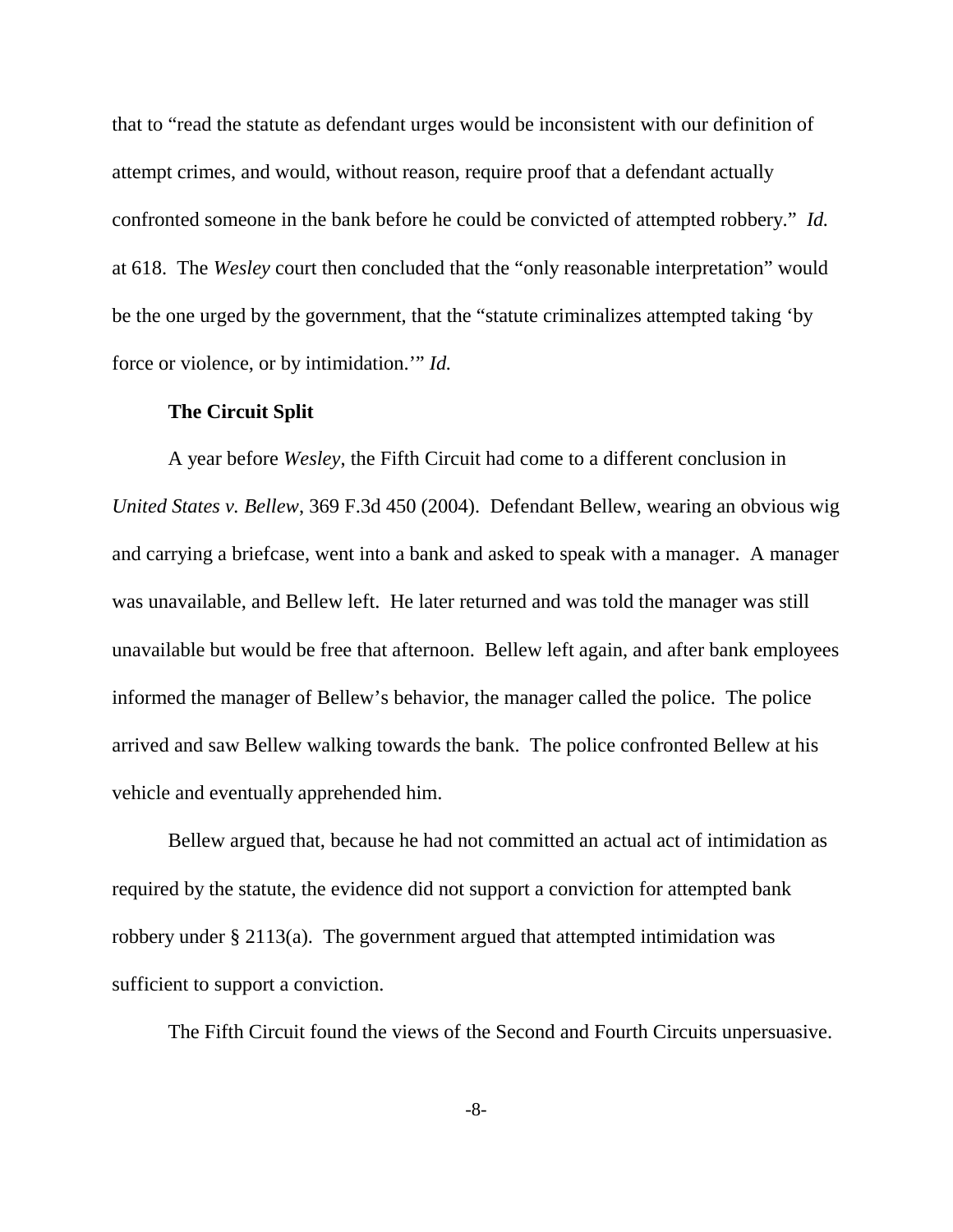that to "read the statute as defendant urges would be inconsistent with our definition of attempt crimes, and would, without reason, require proof that a defendant actually confronted someone in the bank before he could be convicted of attempted robbery." *Id.* at 618. The *Wesley* court then concluded that the "only reasonable interpretation" would be the one urged by the government, that the "statute criminalizes attempted taking 'by force or violence, or by intimidation.'" *Id.*

**The Circuit Split**

A year before *Wesley*, the Fifth Circuit had come to a different conclusion in *United States v. Bellew*, 369 F.3d 450 (2004). Defendant Bellew, wearing an obvious wig and carrying a briefcase, went into a bank and asked to speak with a manager. A manager was unavailable, and Bellew left. He later returned and was told the manager was still unavailable but would be free that afternoon. Bellew left again, and after bank employees informed the manager of Bellew's behavior, the manager called the police. The police arrived and saw Bellew walking towards the bank. The police confronted Bellew at his vehicle and eventually apprehended him.

Bellew argued that, because he had not committed an actual act of intimidation as required by the statute, the evidence did not support a conviction for attempted bank robbery under § 2113(a). The government argued that attempted intimidation was sufficient to support a conviction.

The Fifth Circuit found the views of the Second and Fourth Circuits unpersuasive.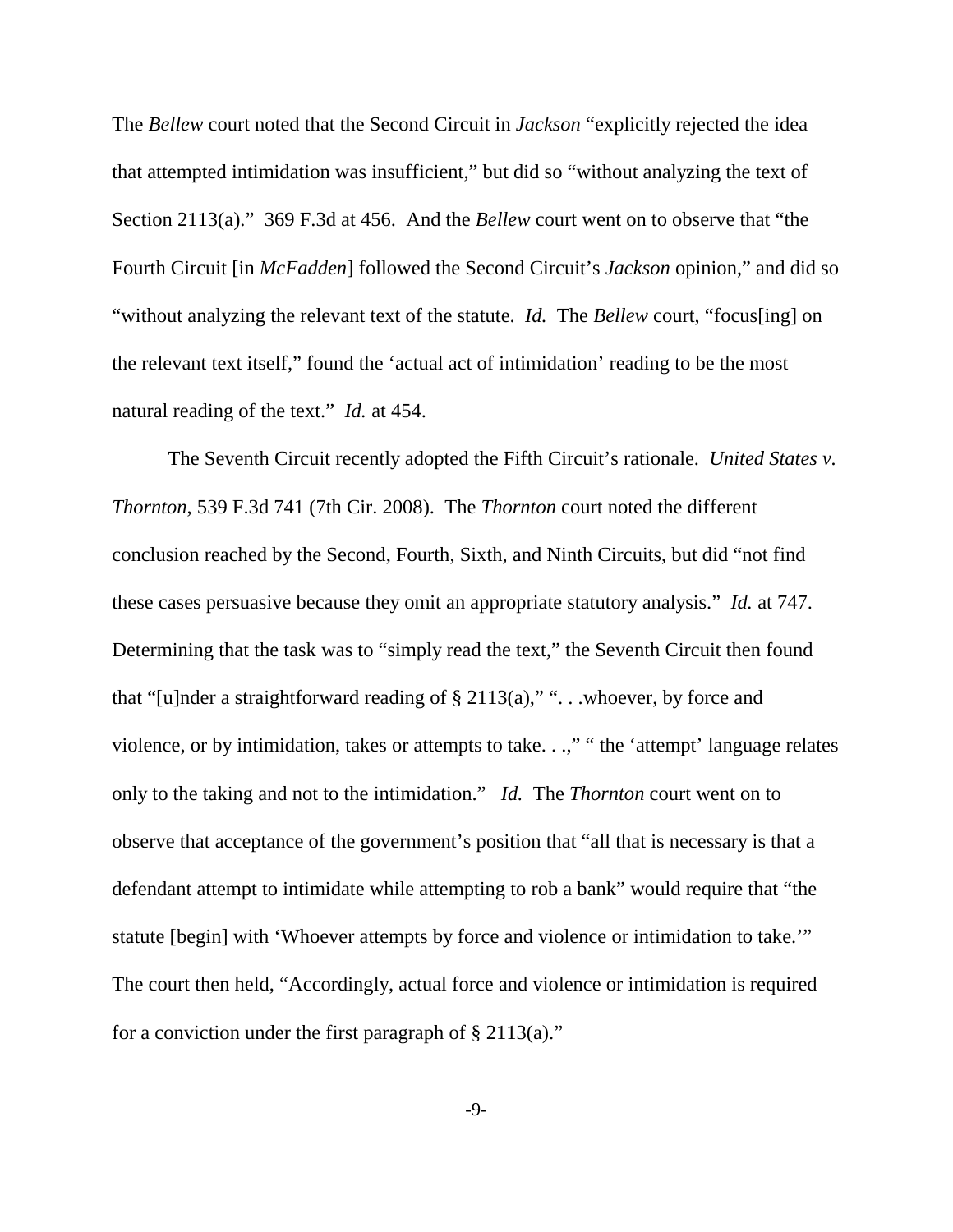The *Bellew* court noted that the Second Circuit in *Jackson* "explicitly rejected the idea that attempted intimidation was insufficient," but did so "without analyzing the text of Section 2113(a)." 369 F.3d at 456. And the *Bellew* court went on to observe that "the Fourth Circuit [in *McFadden*] followed the Second Circuit's *Jackson* opinion," and did so "without analyzing the relevant text of the statute. *Id.* The *Bellew* court, "focus[ing] on the relevant text itself," found the 'actual act of intimidation' reading to be the most natural reading of the text." *Id.* at 454.

The Seventh Circuit recently adopted the Fifth Circuit's rationale. *United States v. Thornton*, 539 F.3d 741 (7th Cir. 2008). The *Thornton* court noted the different conclusion reached by the Second, Fourth, Sixth, and Ninth Circuits, but did "not find these cases persuasive because they omit an appropriate statutory analysis." *Id.* at 747. Determining that the task was to "simply read the text," the Seventh Circuit then found that "[u]nder a straightforward reading of § 2113(a)," ". . .whoever, by force and violence, or by intimidation, takes or attempts to take. . .," " the 'attempt' language relates only to the taking and not to the intimidation." *Id.* The *Thornton* court went on to observe that acceptance of the government's position that "all that is necessary is that a defendant attempt to intimidate while attempting to rob a bank" would require that "the statute [begin] with 'Whoever attempts by force and violence or intimidation to take.'" The court then held, "Accordingly, actual force and violence or intimidation is required for a conviction under the first paragraph of § 2113(a)."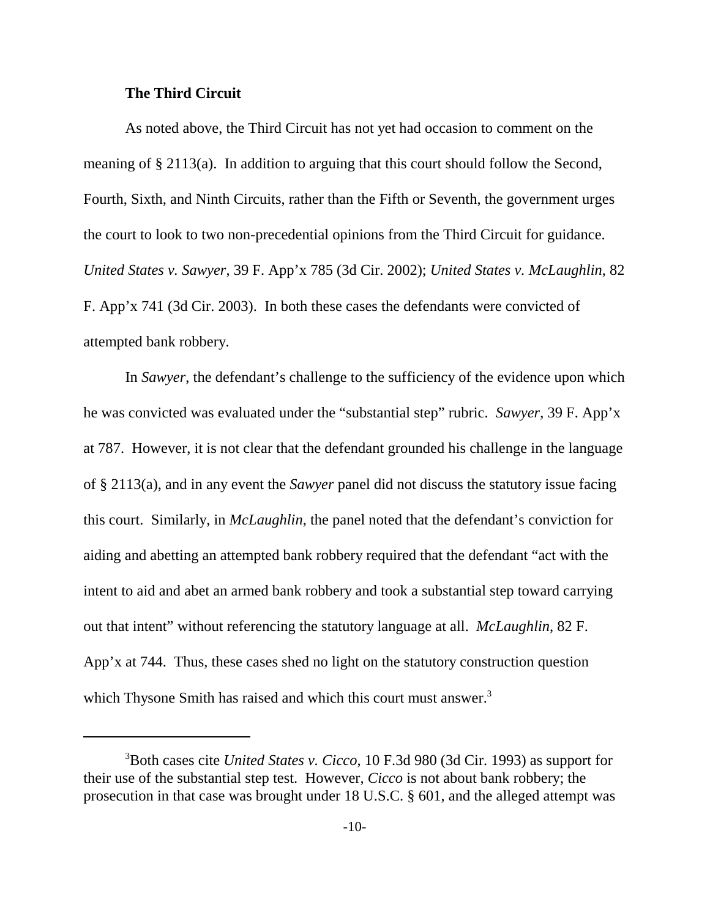**The Third Circuit**

As noted above, the Third Circuit has not yet had occasion to comment on the meaning of § 2113(a). In addition to arguing that this court should follow the Second, Fourth, Sixth, and Ninth Circuits, rather than the Fifth or Seventh, the government urges the court to look to two non-precedential opinions from the Third Circuit for guidance. *United States v. Sawyer*, 39 F. App'x 785 (3d Cir. 2002); *United States v. McLaughlin*, 82 F. App'x 741 (3d Cir. 2003). In both these cases the defendants were convicted of attempted bank robbery.

In *Sawyer*, the defendant's challenge to the sufficiency of the evidence upon which he was convicted was evaluated under the "substantial step" rubric. *Sawyer*, 39 F. App'x at 787. However, it is not clear that the defendant grounded his challenge in the language of § 2113(a), and in any event the *Sawyer* panel did not discuss the statutory issue facing this court. Similarly, in *McLaughlin*, the panel noted that the defendant's conviction for aiding and abetting an attempted bank robbery required that the defendant "act with the intent to aid and abet an armed bank robbery and took a substantial step toward carrying out that intent" without referencing the statutory language at all. *McLaughlin*, 82 F. App'x at 744. Thus, these cases shed no light on the statutory construction question which Thysone Smith has raised and which this court must answer.[3]

---

[3]Both cases cite *United States v. Cicco*, 10 F.3d 980 (3d Cir. 1993) as support for their use of the substantial step test. However, *Cicco* is not about bank robbery; the prosecution in that case was brought under 18 U.S.C. § 601, and the alleged attempt was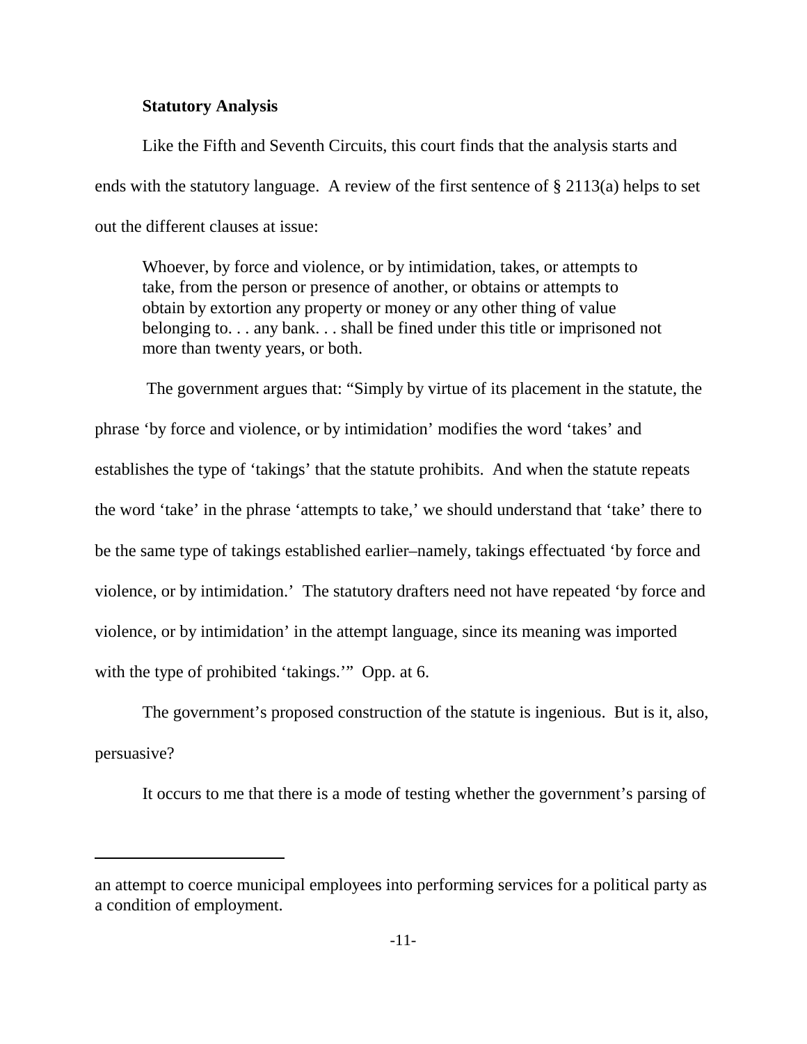**Statutory Analysis**

Like the Fifth and Seventh Circuits, this court finds that the analysis starts and ends with the statutory language. A review of the first sentence of § 2113(a) helps to set out the different clauses at issue:

> Whoever, by force and violence, or by intimidation, takes, or attempts to take, from the person or presence of another, or obtains or attempts to obtain by extortion any property or money or any other thing of value belonging to. . . any bank. . . shall be fined under this title or imprisoned not more than twenty years, or both.

The government argues that: "Simply by virtue of its placement in the statute, the phrase 'by force and violence, or by intimidation' modifies the word 'takes' and establishes the type of 'takings' that the statute prohibits. And when the statute repeats the word 'take' in the phrase 'attempts to take,' we should understand that 'take' there to be the same type of takings established earlier–namely, takings effectuated 'by force and violence, or by intimidation.' The statutory drafters need not have repeated 'by force and violence, or by intimidation' in the attempt language, since its meaning was imported with the type of prohibited 'takings.'" Opp. at 6.

The government's proposed construction of the statute is ingenious. But is it, also, persuasive?

It occurs to me that there is a mode of testing whether the government's parsing of

---

an attempt to coerce municipal employees into performing services for a political party as a condition of employment.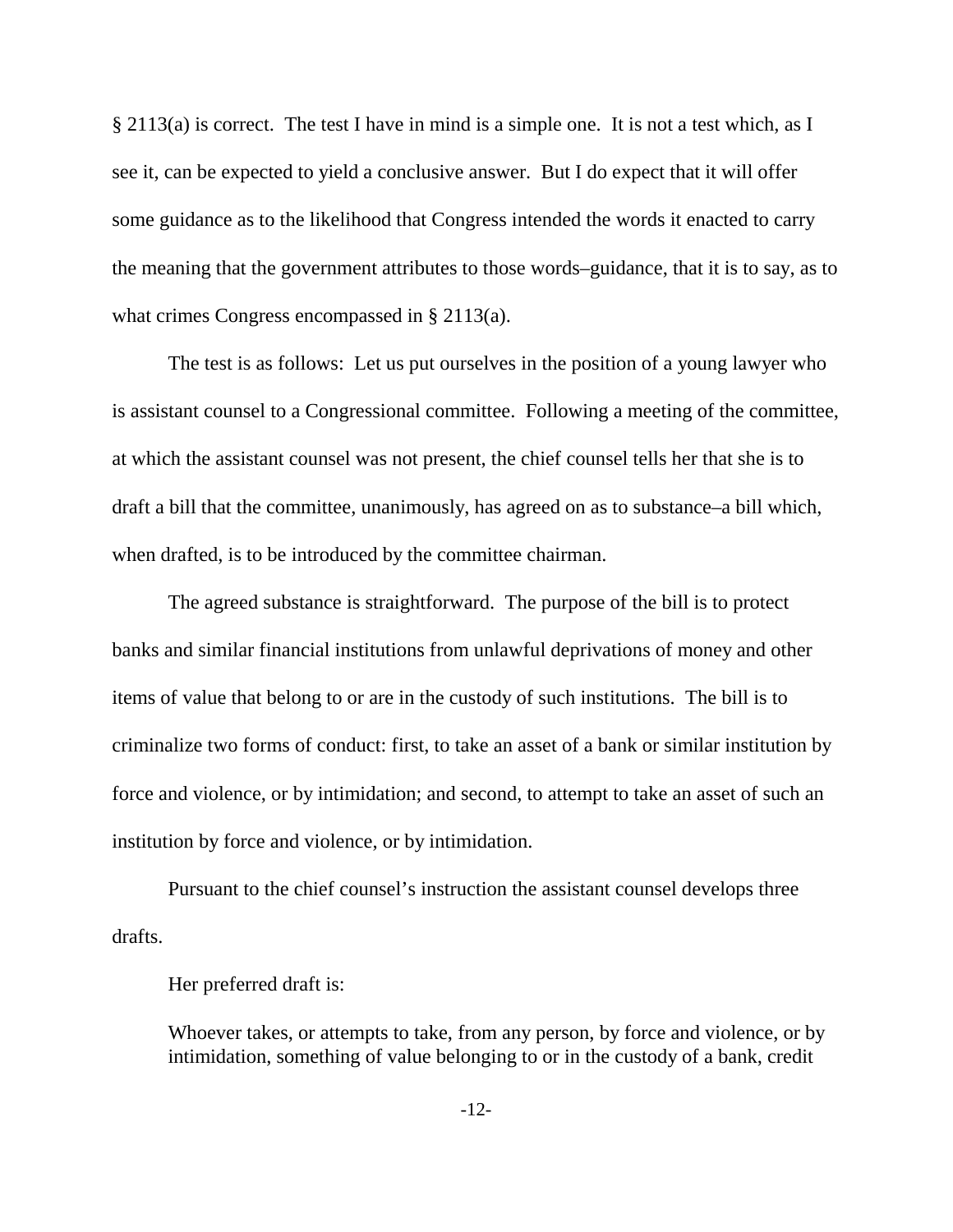§ 2113(a) is correct. The test I have in mind is a simple one. It is not a test which, as I see it, can be expected to yield a conclusive answer. But I do expect that it will offer some guidance as to the likelihood that Congress intended the words it enacted to carry the meaning that the government attributes to those words–guidance, that it is to say, as to what crimes Congress encompassed in § 2113(a).

The test is as follows: Let us put ourselves in the position of a young lawyer who is assistant counsel to a Congressional committee. Following a meeting of the committee, at which the assistant counsel was not present, the chief counsel tells her that she is to draft a bill that the committee, unanimously, has agreed on as to substance–a bill which, when drafted, is to be introduced by the committee chairman.

The agreed substance is straightforward. The purpose of the bill is to protect banks and similar financial institutions from unlawful deprivations of money and other items of value that belong to or are in the custody of such institutions. The bill is to criminalize two forms of conduct: first, to take an asset of a bank or similar institution by force and violence, or by intimidation; and second, to attempt to take an asset of such an institution by force and violence, or by intimidation.

Pursuant to the chief counsel's instruction the assistant counsel develops three drafts.

Her preferred draft is:

> Whoever takes, or attempts to take, from any person, by force and violence, or by intimidation, something of value belonging to or in the custody of a bank, credit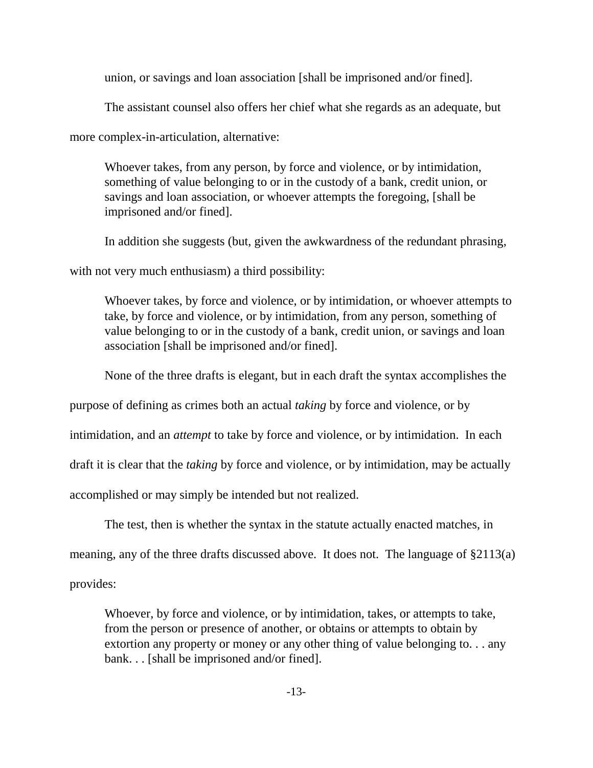union, or savings and loan association [shall be imprisoned and/or fined].

The assistant counsel also offers her chief what she regards as an adequate, but more complex-in-articulation, alternative:

> Whoever takes, from any person, by force and violence, or by intimidation, something of value belonging to or in the custody of a bank, credit union, or savings and loan association, or whoever attempts the foregoing, [shall be imprisoned and/or fined].

In addition she suggests (but, given the awkwardness of the redundant phrasing, with not very much enthusiasm) a third possibility:

> Whoever takes, by force and violence, or by intimidation, or whoever attempts to take, by force and violence, or by intimidation, from any person, something of value belonging to or in the custody of a bank, credit union, or savings and loan association [shall be imprisoned and/or fined].

None of the three drafts is elegant, but in each draft the syntax accomplishes the purpose of defining as crimes both an actual *taking* by force and violence, or by intimidation, and an *attempt* to take by force and violence, or by intimidation. In each draft it is clear that the *taking* by force and violence, or by intimidation, may be actually accomplished or may simply be intended but not realized.

The test, then is whether the syntax in the statute actually enacted matches, in meaning, any of the three drafts discussed above. It does not. The language of §2113(a) provides:

> Whoever, by force and violence, or by intimidation, takes, or attempts to take, from the person or presence of another, or obtains or attempts to obtain by extortion any property or money or any other thing of value belonging to. . . any bank. . . [shall be imprisoned and/or fined].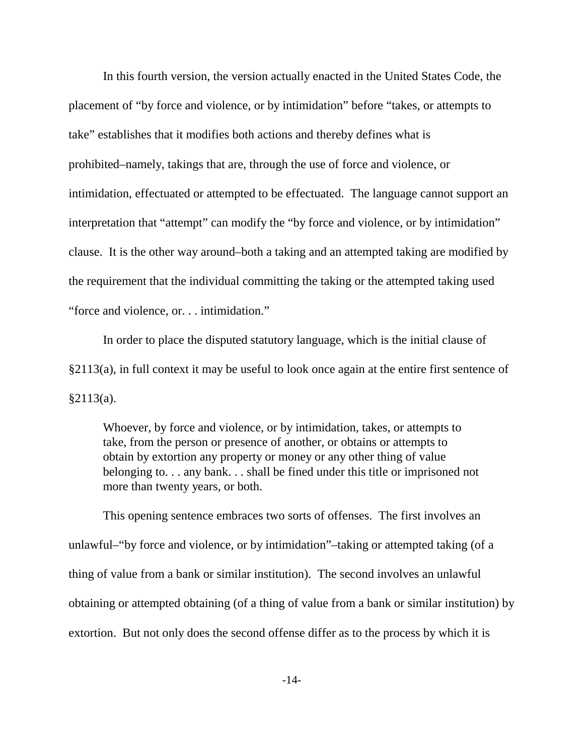In this fourth version, the version actually enacted in the United States Code, the placement of "by force and violence, or by intimidation" before "takes, or attempts to take" establishes that it modifies both actions and thereby defines what is prohibited–namely, takings that are, through the use of force and violence, or intimidation, effectuated or attempted to be effectuated. The language cannot support an interpretation that "attempt" can modify the "by force and violence, or by intimidation" clause. It is the other way around–both a taking and an attempted taking are modified by the requirement that the individual committing the taking or the attempted taking used "force and violence, or. . . intimidation."

In order to place the disputed statutory language, which is the initial clause of §2113(a), in full context it may be useful to look once again at the entire first sentence of §2113(a).

> Whoever, by force and violence, or by intimidation, takes, or attempts to take, from the person or presence of another, or obtains or attempts to obtain by extortion any property or money or any other thing of value belonging to. . . any bank. . . shall be fined under this title or imprisoned not more than twenty years, or both.

This opening sentence embraces two sorts of offenses. The first involves an unlawful–"by force and violence, or by intimidation"–taking or attempted taking (of a thing of value from a bank or similar institution). The second involves an unlawful obtaining or attempted obtaining (of a thing of value from a bank or similar institution) by extortion. But not only does the second offense differ as to the process by which it is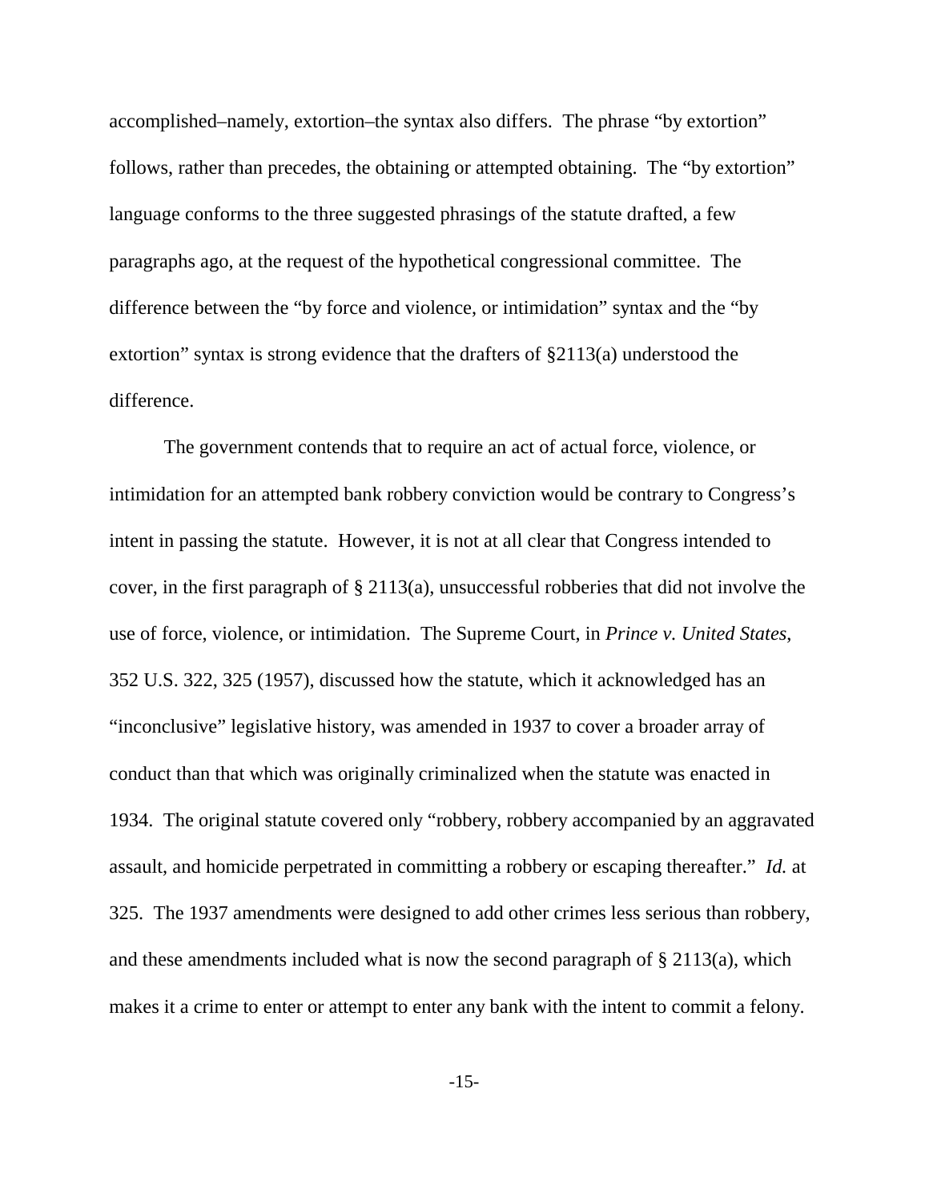accomplished–namely, extortion–the syntax also differs. The phrase "by extortion" follows, rather than precedes, the obtaining or attempted obtaining. The "by extortion" language conforms to the three suggested phrasings of the statute drafted, a few paragraphs ago, at the request of the hypothetical congressional committee. The difference between the "by force and violence, or intimidation" syntax and the "by extortion" syntax is strong evidence that the drafters of §2113(a) understood the difference.

The government contends that to require an act of actual force, violence, or intimidation for an attempted bank robbery conviction would be contrary to Congress's intent in passing the statute. However, it is not at all clear that Congress intended to cover, in the first paragraph of § 2113(a), unsuccessful robberies that did not involve the use of force, violence, or intimidation. The Supreme Court, in *Prince v. United States*, 352 U.S. 322, 325 (1957), discussed how the statute, which it acknowledged has an "inconclusive" legislative history, was amended in 1937 to cover a broader array of conduct than that which was originally criminalized when the statute was enacted in 1934. The original statute covered only "robbery, robbery accompanied by an aggravated assault, and homicide perpetrated in committing a robbery or escaping thereafter." *Id.* at 325. The 1937 amendments were designed to add other crimes less serious than robbery, and these amendments included what is now the second paragraph of § 2113(a), which makes it a crime to enter or attempt to enter any bank with the intent to commit a felony.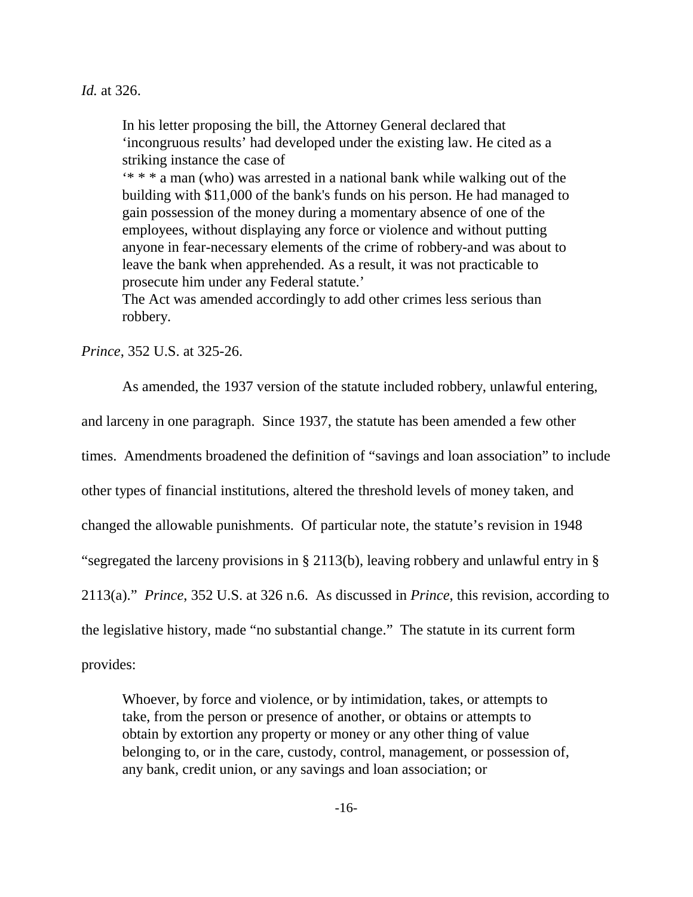*Id.* at 326.

> In his letter proposing the bill, the Attorney General declared that 'incongruous results' had developed under the existing law. He cited as a striking instance the case of
> '* * * a man (who) was arrested in a national bank while walking out of the building with $11,000 of the bank's funds on his person. He had managed to gain possession of the money during a momentary absence of one of the employees, without displaying any force or violence and without putting anyone in fear-necessary elements of the crime of robbery-and was about to leave the bank when apprehended. As a result, it was not practicable to prosecute him under any Federal statute.'
> The Act was amended accordingly to add other crimes less serious than robbery.

*Prince*, 352 U.S. at 325-26.

As amended, the 1937 version of the statute included robbery, unlawful entering, and larceny in one paragraph. Since 1937, the statute has been amended a few other times. Amendments broadened the definition of "savings and loan association" to include other types of financial institutions, altered the threshold levels of money taken, and changed the allowable punishments. Of particular note, the statute's revision in 1948 "segregated the larceny provisions in § 2113(b), leaving robbery and unlawful entry in § 2113(a)." *Prince*, 352 U.S. at 326 n.6. As discussed in *Prince*, this revision, according to the legislative history, made "no substantial change." The statute in its current form provides:

> Whoever, by force and violence, or by intimidation, takes, or attempts to take, from the person or presence of another, or obtains or attempts to obtain by extortion any property or money or any other thing of value belonging to, or in the care, custody, control, management, or possession of, any bank, credit union, or any savings and loan association; or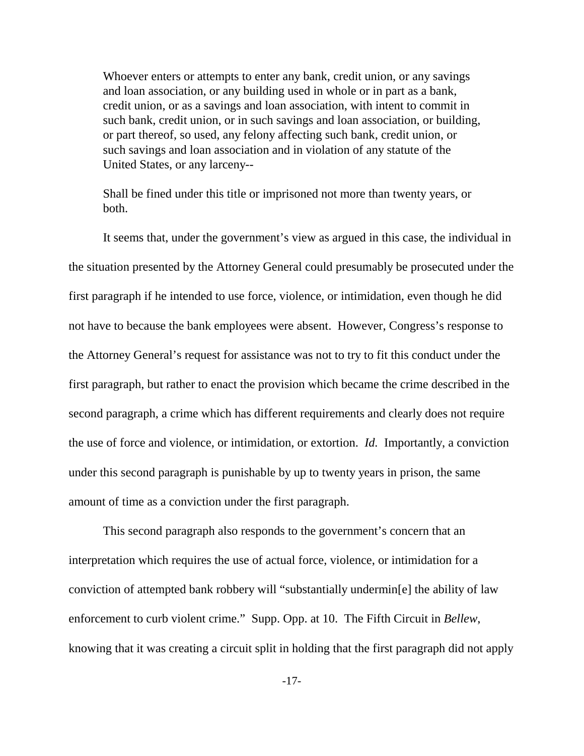> Whoever enters or attempts to enter any bank, credit union, or any savings and loan association, or any building used in whole or in part as a bank, credit union, or as a savings and loan association, with intent to commit in such bank, credit union, or in such savings and loan association, or building, or part thereof, so used, any felony affecting such bank, credit union, or such savings and loan association and in violation of any statute of the United States, or any larceny--
>
> Shall be fined under this title or imprisoned not more than twenty years, or both.

It seems that, under the government's view as argued in this case, the individual in the situation presented by the Attorney General could presumably be prosecuted under the first paragraph if he intended to use force, violence, or intimidation, even though he did not have to because the bank employees were absent. However, Congress's response to the Attorney General's request for assistance was not to try to fit this conduct under the first paragraph, but rather to enact the provision which became the crime described in the second paragraph, a crime which has different requirements and clearly does not require the use of force and violence, or intimidation, or extortion. *Id.* Importantly, a conviction under this second paragraph is punishable by up to twenty years in prison, the same amount of time as a conviction under the first paragraph.

This second paragraph also responds to the government's concern that an interpretation which requires the use of actual force, violence, or intimidation for a conviction of attempted bank robbery will "substantially undermin[e] the ability of law enforcement to curb violent crime." Supp. Opp. at 10. The Fifth Circuit in *Bellew*, knowing that it was creating a circuit split in holding that the first paragraph did not apply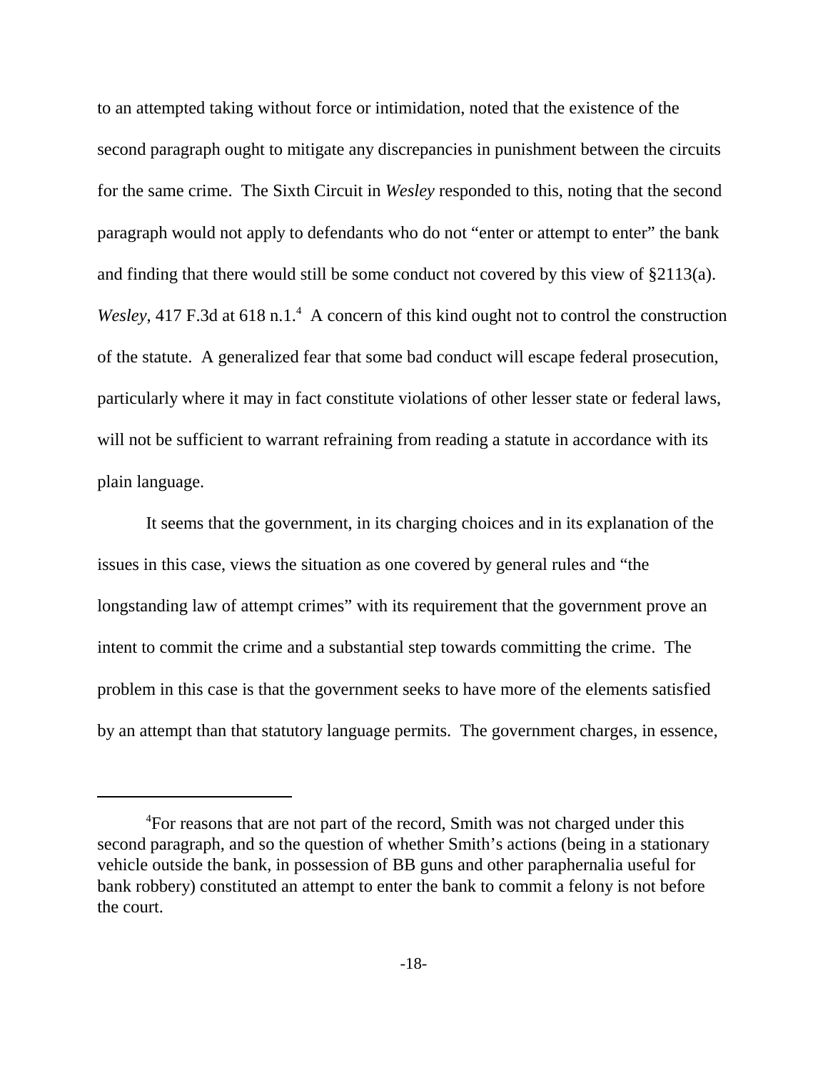to an attempted taking without force or intimidation, noted that the existence of the second paragraph ought to mitigate any discrepancies in punishment between the circuits for the same crime. The Sixth Circuit in *Wesley* responded to this, noting that the second paragraph would not apply to defendants who do not "enter or attempt to enter" the bank and finding that there would still be some conduct not covered by this view of §2113(a). *Wesley*, 417 F.3d at 618 n.1.[4] A concern of this kind ought not to control the construction of the statute. A generalized fear that some bad conduct will escape federal prosecution, particularly where it may in fact constitute violations of other lesser state or federal laws, will not be sufficient to warrant refraining from reading a statute in accordance with its plain language.

It seems that the government, in its charging choices and in its explanation of the issues in this case, views the situation as one covered by general rules and "the longstanding law of attempt crimes" with its requirement that the government prove an intent to commit the crime and a substantial step towards committing the crime. The problem in this case is that the government seeks to have more of the elements satisfied by an attempt than that statutory language permits. The government charges, in essence,

---

[4]For reasons that are not part of the record, Smith was not charged under this second paragraph, and so the question of whether Smith's actions (being in a stationary vehicle outside the bank, in possession of BB guns and other paraphernalia useful for bank robbery) constituted an attempt to enter the bank to commit a felony is not before the court.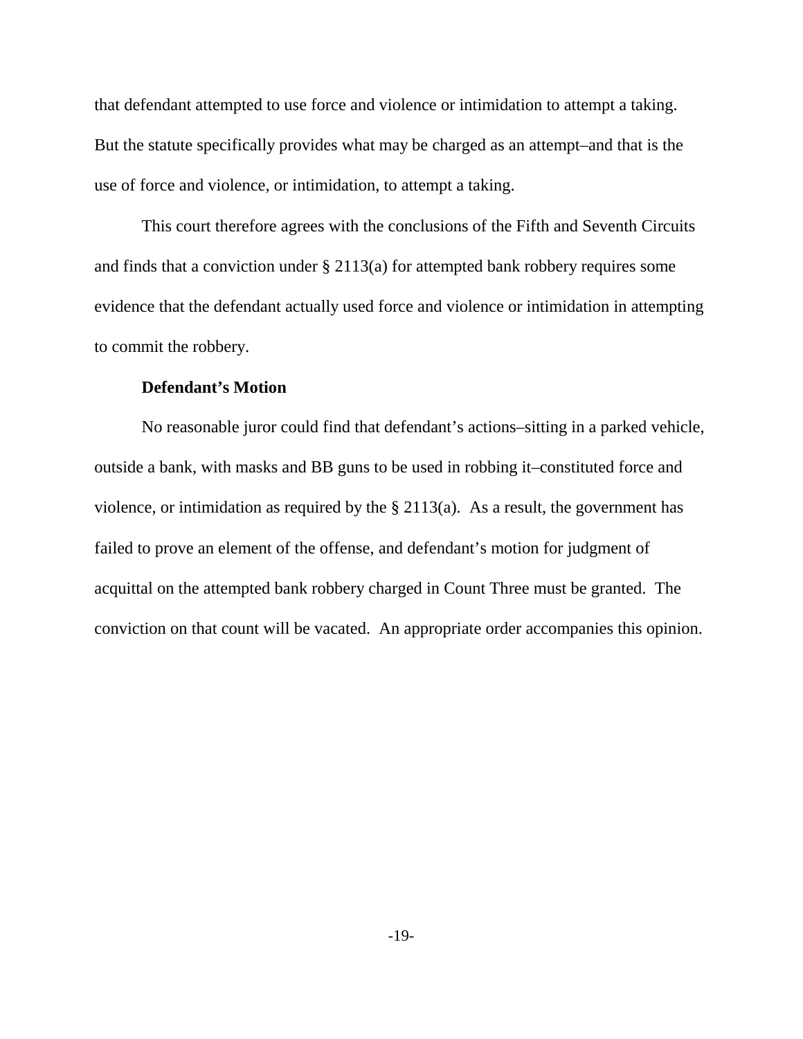that defendant attempted to use force and violence or intimidation to attempt a taking. But the statute specifically provides what may be charged as an attempt–and that is the use of force and violence, or intimidation, to attempt a taking.

This court therefore agrees with the conclusions of the Fifth and Seventh Circuits and finds that a conviction under § 2113(a) for attempted bank robbery requires some evidence that the defendant actually used force and violence or intimidation in attempting to commit the robbery.

**Defendant's Motion**

No reasonable juror could find that defendant's actions–sitting in a parked vehicle, outside a bank, with masks and BB guns to be used in robbing it–constituted force and violence, or intimidation as required by the § 2113(a). As a result, the government has failed to prove an element of the offense, and defendant's motion for judgment of acquittal on the attempted bank robbery charged in Count Three must be granted. The conviction on that count will be vacated. An appropriate order accompanies this opinion.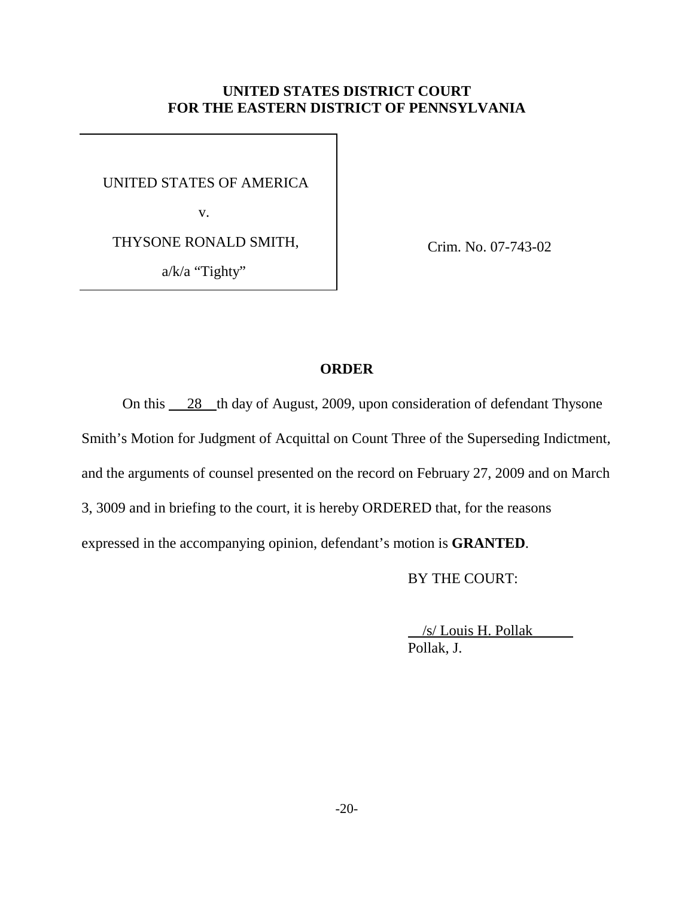**UNITED STATES DISTRICT COURT**
**FOR THE EASTERN DISTRICT OF PENNSYLVANIA**

UNITED STATES OF AMERICA

v.

THYSONE RONALD SMITH,

a/k/a "Tighty"

Crim. No. 07-743-02

**ORDER**

On this 28 th day of August, 2009, upon consideration of defendant Thysone Smith's Motion for Judgment of Acquittal on Count Three of the Superseding Indictment, and the arguments of counsel presented on the record on February 27, 2009 and on March 3, 3009 and in briefing to the court, it is hereby ORDERED that, for the reasons expressed in the accompanying opinion, defendant's motion is **GRANTED**.

BY THE COURT:

/s/ Louis H. Pollak
Pollak, J.